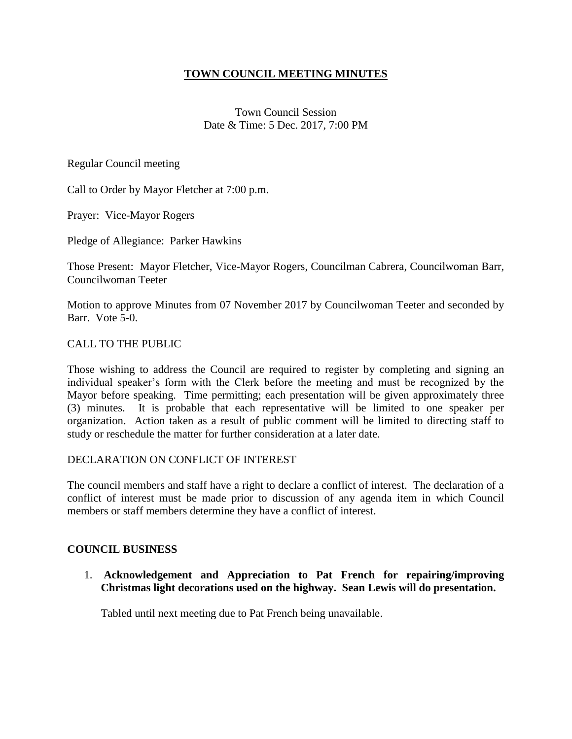# TOWN COUNCIL MEETING MINUTES

Town Council Session
Date & Time: 5 Dec. 2017, 7:00 PM

Regular Council meeting

Call to Order by Mayor Fletcher at 7:00 p.m.

Prayer: Vice-Mayor Rogers

Pledge of Allegiance: Parker Hawkins

Those Present: Mayor Fletcher, Vice-Mayor Rogers, Councilman Cabrera, Councilwoman Barr, Councilwoman Teeter

Motion to approve Minutes from 07 November 2017 by Councilwoman Teeter and seconded by Barr. Vote 5-0.

CALL TO THE PUBLIC

Those wishing to address the Council are required to register by completing and signing an individual speaker's form with the Clerk before the meeting and must be recognized by the Mayor before speaking. Time permitting; each presentation will be given approximately three (3) minutes. It is probable that each representative will be limited to one speaker per organization. Action taken as a result of public comment will be limited to directing staff to study or reschedule the matter for further consideration at a later date.

DECLARATION ON CONFLICT OF INTEREST

The council members and staff have a right to declare a conflict of interest. The declaration of a conflict of interest must be made prior to discussion of any agenda item in which Council members or staff members determine they have a conflict of interest.

**COUNCIL BUSINESS**

1. **Acknowledgement and Appreciation to Pat French for repairing/improving Christmas light decorations used on the highway. Sean Lewis will do presentation.**

   Tabled until next meeting due to Pat French being unavailable.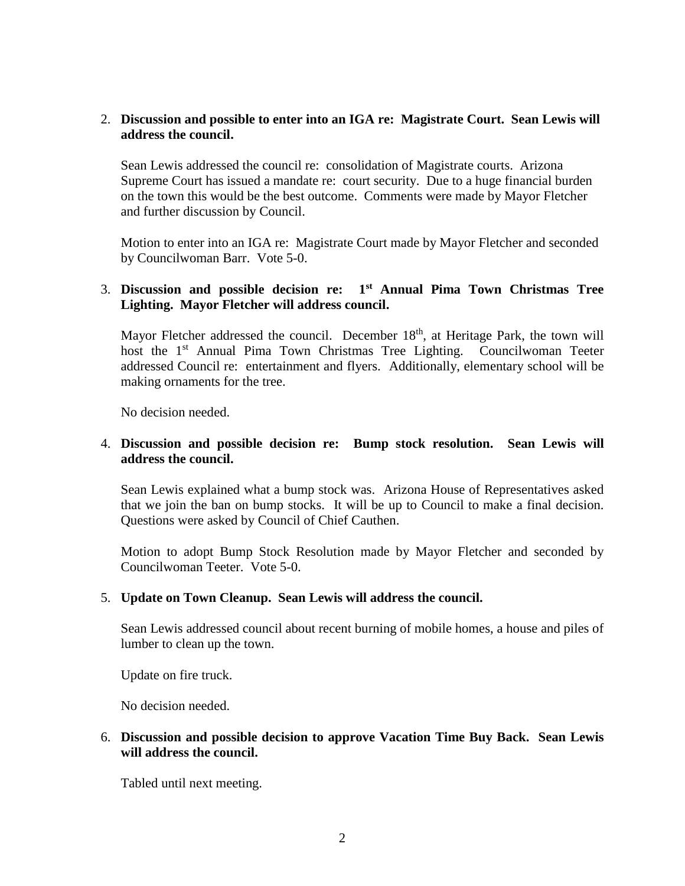2. **Discussion and possible to enter into an IGA re: Magistrate Court. Sean Lewis will address the council.**

   Sean Lewis addressed the council re: consolidation of Magistrate courts. Arizona Supreme Court has issued a mandate re: court security. Due to a huge financial burden on the town this would be the best outcome. Comments were made by Mayor Fletcher and further discussion by Council.

   Motion to enter into an IGA re: Magistrate Court made by Mayor Fletcher and seconded by Councilwoman Barr. Vote 5-0.

3. **Discussion and possible decision re: 1st Annual Pima Town Christmas Tree Lighting. Mayor Fletcher will address council.**

   Mayor Fletcher addressed the council. December 18th, at Heritage Park, the town will host the 1st Annual Pima Town Christmas Tree Lighting. Councilwoman Teeter addressed Council re: entertainment and flyers. Additionally, elementary school will be making ornaments for the tree.

   No decision needed.

4. **Discussion and possible decision re: Bump stock resolution. Sean Lewis will address the council.**

   Sean Lewis explained what a bump stock was. Arizona House of Representatives asked that we join the ban on bump stocks. It will be up to Council to make a final decision. Questions were asked by Council of Chief Cauthen.

   Motion to adopt Bump Stock Resolution made by Mayor Fletcher and seconded by Councilwoman Teeter. Vote 5-0.

5. **Update on Town Cleanup. Sean Lewis will address the council.**

   Sean Lewis addressed council about recent burning of mobile homes, a house and piles of lumber to clean up the town.

   Update on fire truck.

   No decision needed.

6. **Discussion and possible decision to approve Vacation Time Buy Back. Sean Lewis will address the council.**

   Tabled until next meeting.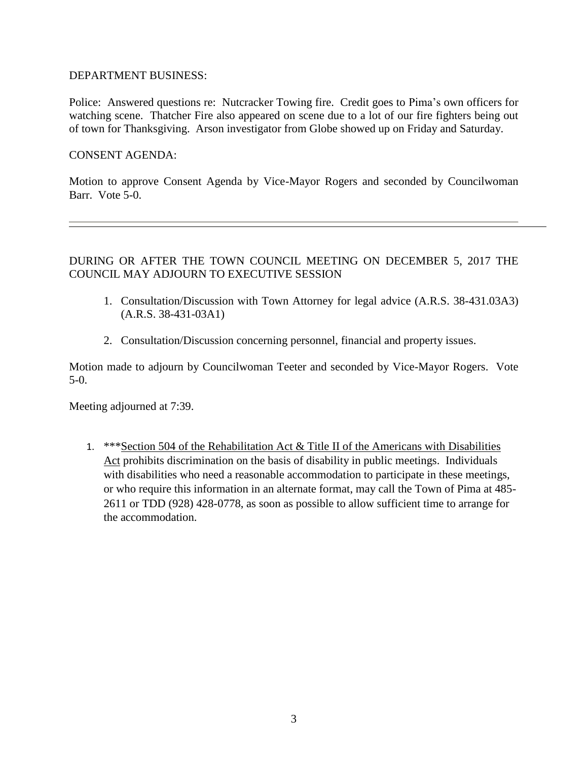DEPARTMENT BUSINESS:

Police: Answered questions re: Nutcracker Towing fire. Credit goes to Pima's own officers for watching scene. Thatcher Fire also appeared on scene due to a lot of our fire fighters being out of town for Thanksgiving. Arson investigator from Globe showed up on Friday and Saturday.

CONSENT AGENDA:

Motion to approve Consent Agenda by Vice-Mayor Rogers and seconded by Councilwoman Barr. Vote 5-0.

---

DURING OR AFTER THE TOWN COUNCIL MEETING ON DECEMBER 5, 2017 THE COUNCIL MAY ADJOURN TO EXECUTIVE SESSION

1. Consultation/Discussion with Town Attorney for legal advice (A.R.S. 38-431.03A3) (A.R.S. 38-431-03A1)
2. Consultation/Discussion concerning personnel, financial and property issues.

Motion made to adjourn by Councilwoman Teeter and seconded by Vice-Mayor Rogers. Vote 5-0.

Meeting adjourned at 7:39.

1. ***Section 504 of the Rehabilitation Act & Title II of the Americans with Disabilities Act prohibits discrimination on the basis of disability in public meetings. Individuals with disabilities who need a reasonable accommodation to participate in these meetings, or who require this information in an alternate format, may call the Town of Pima at 485-2611 or TDD (928) 428-0778, as soon as possible to allow sufficient time to arrange for the accommodation.